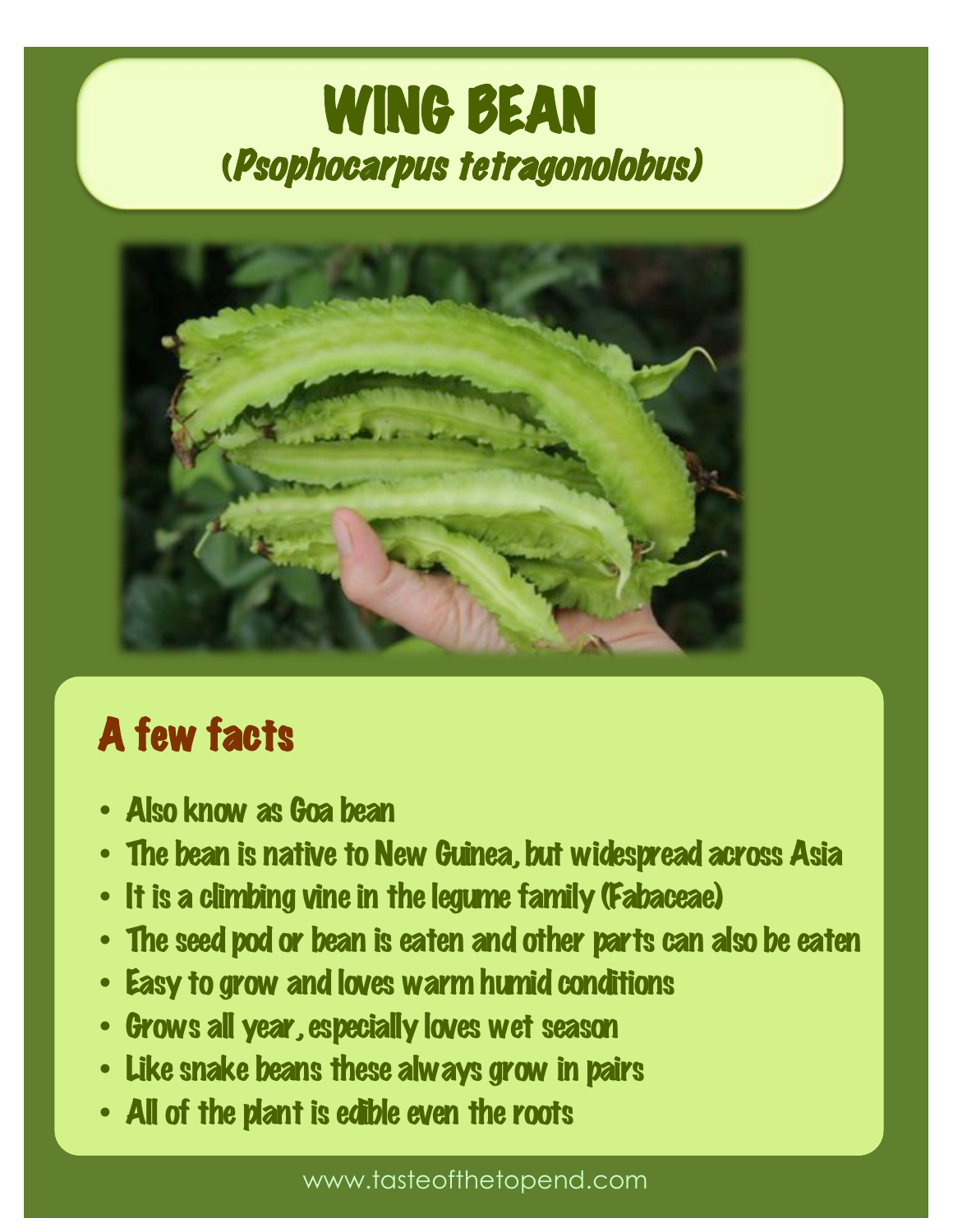# WING BEAN

## (*Psophocarpus tetragonolobus*)

## A few facts

- Also know as Goa bean
- The bean is native to New Guinea, but widespread across Asia
- It is a climbing vine in the legume family (Fabaceae)
- The seed pod or bean is eaten and other parts can also be eaten
- Easy to grow and loves warm humid conditions
- Grows all year, especially loves wet season
- Like snake beans these always grow in pairs
- All of the plant is edible even the roots

www.tasteofthetopend.com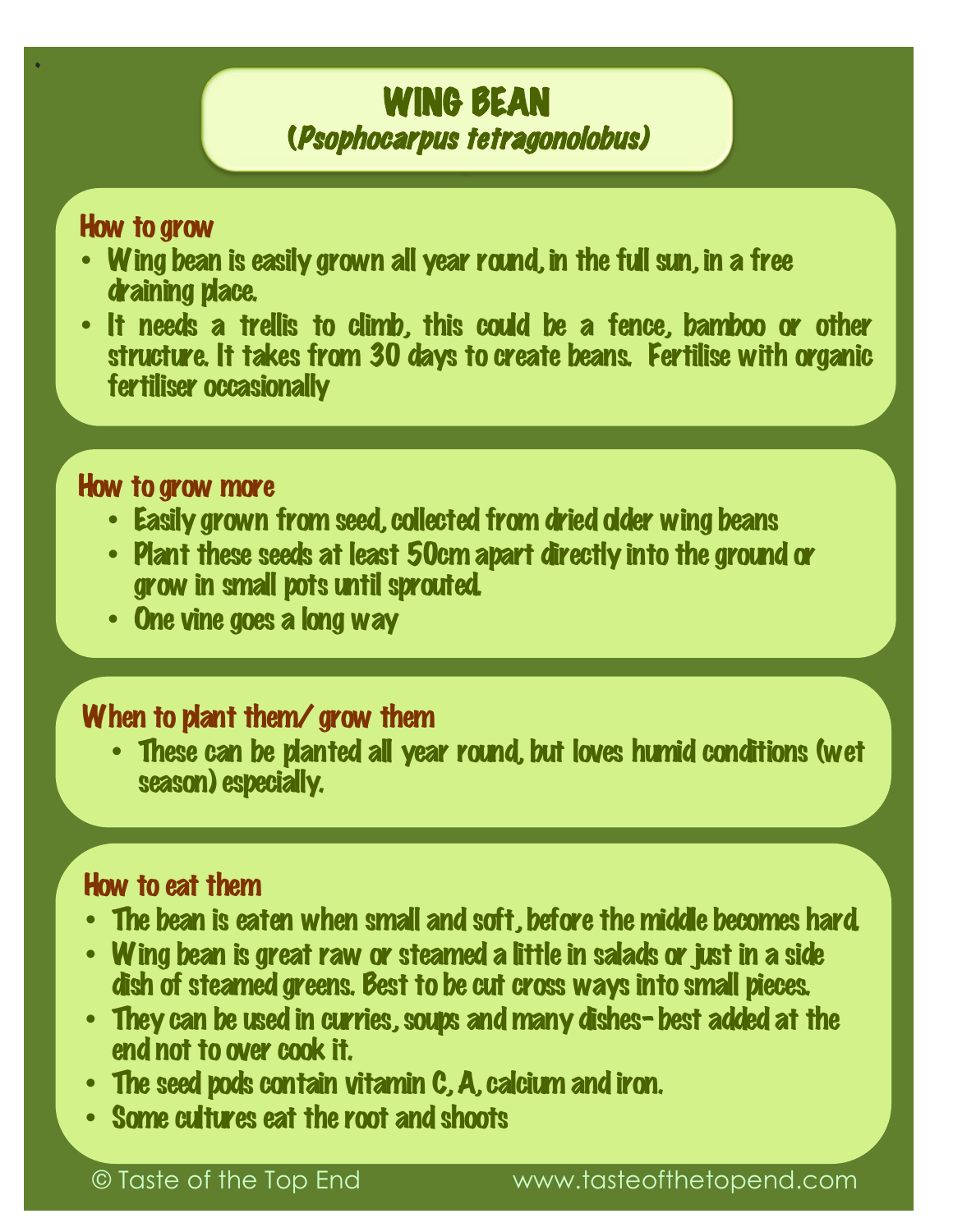# WING BEAN
(*Psophocarpus tetragonolobus*)

## How to grow

- Wing bean is easily grown all year round, in the full sun, in a free draining place.
- It needs a trellis to climb, this could be a fence, bamboo or other structure. It takes from 30 days to create beans. Fertilise with organic fertiliser occasionally

## How to grow more

- Easily grown from seed, collected from dried older wing beans
- Plant these seeds at least 50cm apart directly into the ground or grow in small pots until sprouted.
- One vine goes a long way

## When to plant them/ grow them

- These can be planted all year round, but loves humid conditions (wet season) especially.

## How to eat them

- The bean is eaten when small and soft, before the middle becomes hard.
- Wing bean is great raw or steamed a little in salads or just in a side dish of steamed greens. Best to be cut cross ways into small pieces.
- They can be used in curries, soups and many dishes- best added at the end not to over cook it.
- The seed pods contain vitamin C, A, calcium and iron.
- Some cultures eat the root and shoots

© Taste of the Top End www.tasteofthetopend.com